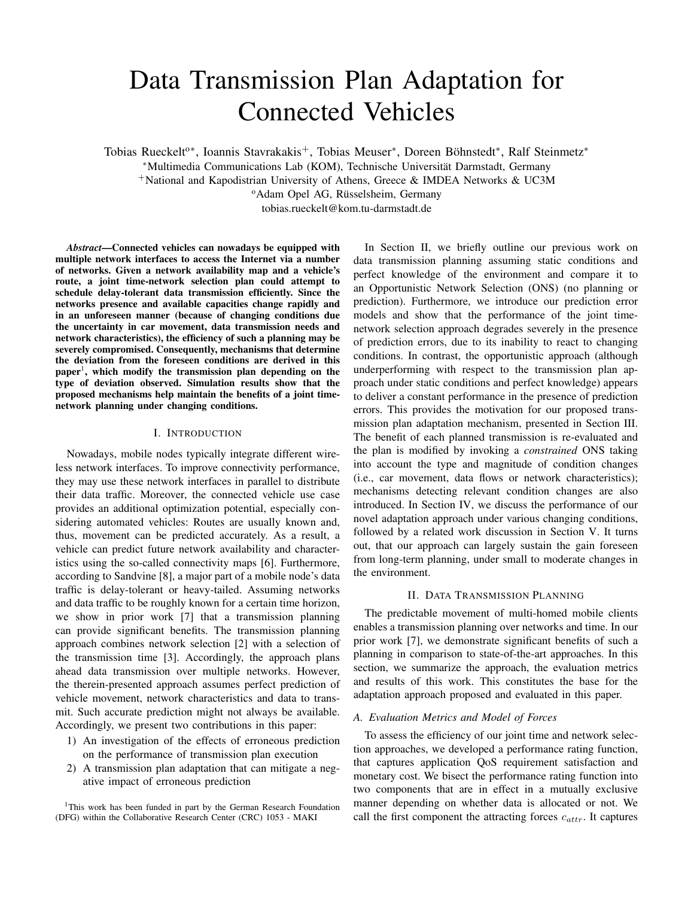# Data Transmission Plan Adaptation for Connected Vehicles

Tobias Rueckelt[o*], Ioannis Stavrakakis[+], Tobias Meuser[*], Doreen Böhnstedt[*], Ralf Steinmetz[*]

[*]Multimedia Communications Lab (KOM), Technische Universität Darmstadt, Germany

[+]National and Kapodistrian University of Athens, Greece & IMDEA Networks & UC3M

[o]Adam Opel AG, Rüsselsheim, Germany

tobias.rueckelt@kom.tu-darmstadt.de

***Abstract*—Connected vehicles can nowadays be equipped with multiple network interfaces to access the Internet via a number of networks. Given a network availability map and a vehicle's route, a joint time-network selection plan could attempt to schedule delay-tolerant data transmission efficiently. Since the networks presence and available capacities change rapidly and in an unforeseen manner (because of changing conditions due the uncertainty in car movement, data transmission needs and network characteristics), the efficiency of such a planning may be severely compromised. Consequently, mechanisms that determine the deviation from the foreseen conditions are derived in this paper[1], which modify the transmission plan depending on the type of deviation observed. Simulation results show that the proposed mechanisms help maintain the benefits of a joint time-network planning under changing conditions.**

## I. Introduction

Nowadays, mobile nodes typically integrate different wireless network interfaces. To improve connectivity performance, they may use these network interfaces in parallel to distribute their data traffic. Moreover, the connected vehicle use case provides an additional optimization potential, especially considering automated vehicles: Routes are usually known and, thus, movement can be predicted accurately. As a result, a vehicle can predict future network availability and characteristics using the so-called connectivity maps [6]. Furthermore, according to Sandvine [8], a major part of a mobile node's data traffic is delay-tolerant or heavy-tailed. Assuming networks and data traffic to be roughly known for a certain time horizon, we show in prior work [7] that a transmission planning can provide significant benefits. The transmission planning approach combines network selection [2] with a selection of the transmission time [3]. Accordingly, the approach plans ahead data transmission over multiple networks. However, the therein-presented approach assumes perfect prediction of vehicle movement, network characteristics and data to transmit. Such accurate prediction might not always be available. Accordingly, we present two contributions in this paper:

1) An investigation of the effects of erroneous prediction on the performance of transmission plan execution
2) A transmission plan adaptation that can mitigate a negative impact of erroneous prediction

[1]This work has been funded in part by the German Research Foundation (DFG) within the Collaborative Research Center (CRC) 1053 - MAKI

In Section II, we briefly outline our previous work on data transmission planning assuming static conditions and perfect knowledge of the environment and compare it to an Opportunistic Network Selection (ONS) (no planning or prediction). Furthermore, we introduce our prediction error models and show that the performance of the joint time-network selection approach degrades severely in the presence of prediction errors, due to its inability to react to changing conditions. In contrast, the opportunistic approach (although underperforming with respect to the transmission plan approach under static conditions and perfect knowledge) appears to deliver a constant performance in the presence of prediction errors. This provides the motivation for our proposed transmission plan adaptation mechanism, presented in Section III. The benefit of each planned transmission is re-evaluated and the plan is modified by invoking a *constrained* ONS taking into account the type and magnitude of condition changes (i.e., car movement, data flows or network characteristics); mechanisms detecting relevant condition changes are also introduced. In Section IV, we discuss the performance of our novel adaptation approach under various changing conditions, followed by a related work discussion in Section V. It turns out, that our approach can largely sustain the gain foreseen from long-term planning, under small to moderate changes in the environment.

## II. Data Transmission Planning

The predictable movement of multi-homed mobile clients enables a transmission planning over networks and time. In our prior work [7], we demonstrate significant benefits of such a planning in comparison to state-of-the-art approaches. In this section, we summarize the approach, the evaluation metrics and results of this work. This constitutes the base for the adaptation approach proposed and evaluated in this paper.

### A. Evaluation Metrics and Model of Forces

To assess the efficiency of our joint time and network selection approaches, we developed a performance rating function, that captures application QoS requirement satisfaction and monetary cost. We bisect the performance rating function into two components that are in effect in a mutually exclusive manner depending on whether data is allocated or not. We call the first component the attracting forces $c_{attr}$. It captures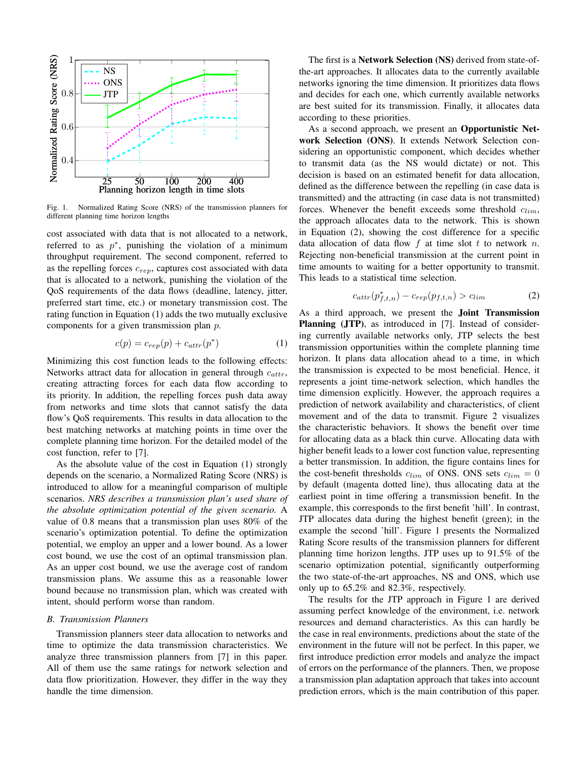Fig. 1. Normalized Rating Score (NRS) of the transmission planners for different planning time horizon lengths

cost associated with data that is not allocated to a network, referred to as $p^*$, punishing the violation of a minimum throughput requirement. The second component, referred to as the repelling forces $c_{rep}$, captures cost associated with data that is allocated to a network, punishing the violation of the QoS requirements of the data flows (deadline, latency, jitter, preferred start time, etc.) or monetary transmission cost. The rating function in Equation (1) adds the two mutually exclusive components for a given transmission plan $p$.

$$c(p) = c_{rep}(p) + c_{attr}(p^*) \tag{1}$$

Minimizing this cost function leads to the following effects: Networks attract data for allocation in general through $c_{attr}$, creating attracting forces for each data flow according to its priority. In addition, the repelling forces push data away from networks and time slots that cannot satisfy the data flow's QoS requirements. This results in data allocation to the best matching networks at matching points in time over the complete planning time horizon. For the detailed model of the cost function, refer to [7].

As the absolute value of the cost in Equation (1) strongly depends on the scenario, a Normalized Rating Score (NRS) is introduced to allow for a meaningful comparison of multiple scenarios. *NRS describes a transmission plan's used share of the absolute optimization potential of the given scenario.* A value of 0.8 means that a transmission plan uses 80% of the scenario's optimization potential. To define the optimization potential, we employ an upper and a lower bound. As a lower cost bound, we use the cost of an optimal transmission plan. As an upper cost bound, we use the average cost of random transmission plans. We assume this as a reasonable lower bound because no transmission plan, which was created with intent, should perform worse than random.

### *B. Transmission Planners*

Transmission planners steer data allocation to networks and time to optimize the data transmission characteristics. We analyze three transmission planners from [7] in this paper. All of them use the same ratings for network selection and data flow prioritization. However, they differ in the way they handle the time dimension.

The first is a **Network Selection (NS)** derived from state-of-the-art approaches. It allocates data to the currently available networks ignoring the time dimension. It prioritizes data flows and decides for each one, which currently available networks are best suited for its transmission. Finally, it allocates data according to these priorities.

As a second approach, we present an **Opportunistic Network Selection (ONS)**. It extends Network Selection considering an opportunistic component, which decides whether to transmit data (as the NS would dictate) or not. This decision is based on an estimated benefit for data allocation, defined as the difference between the repelling (in case data is transmitted) and the attracting (in case data is not transmitted) forces. Whenever the benefit exceeds some threshold $c_{lim}$, the approach allocates data to the network. This is shown in Equation (2), showing the cost difference for a specific data allocation of data flow $f$ at time slot $t$ to network $n$. Rejecting non-beneficial transmission at the current point in time amounts to waiting for a better opportunity to transmit. This leads to a statistical time selection.

$$c_{attr}(p^*_{f,t,n}) - c_{rep}(p_{f,t,n}) > c_{lim} \tag{2}$$

As a third approach, we present the **Joint Transmission Planning (JTP)**, as introduced in [7]. Instead of considering currently available networks only, JTP selects the best transmission opportunities within the complete planning time horizon. It plans data allocation ahead to a time, in which the transmission is expected to be most beneficial. Hence, it represents a joint time-network selection, which handles the time dimension explicitly. However, the approach requires a prediction of network availability and characteristics, of client movement and of the data to transmit. Figure 2 visualizes the characteristic behaviors. It shows the benefit over time for allocating data as a black thin curve. Allocating data with higher benefit leads to a lower cost function value, representing a better transmission. In addition, the figure contains lines for the cost-benefit thresholds $c_{lim}$ of ONS. ONS sets $c_{lim} = 0$ by default (magenta dotted line), thus allocating data at the earliest point in time offering a transmission benefit. In the example, this corresponds to the first benefit 'hill'. In contrast, JTP allocates data during the highest benefit (green); in the example the second 'hill'. Figure 1 presents the Normalized Rating Score results of the transmission planners for different planning time horizon lengths. JTP uses up to 91.5% of the scenario optimization potential, significantly outperforming the two state-of-the-art approaches, NS and ONS, which use only up to 65.2% and 82.3%, respectively.

The results for the JTP approach in Figure 1 are derived assuming perfect knowledge of the environment, i.e. network resources and demand characteristics. As this can hardly be the case in real environments, predictions about the state of the environment in the future will not be perfect. In this paper, we first introduce prediction error models and analyze the impact of errors on the performance of the planners. Then, we propose a transmission plan adaptation approach that takes into account prediction errors, which is the main contribution of this paper.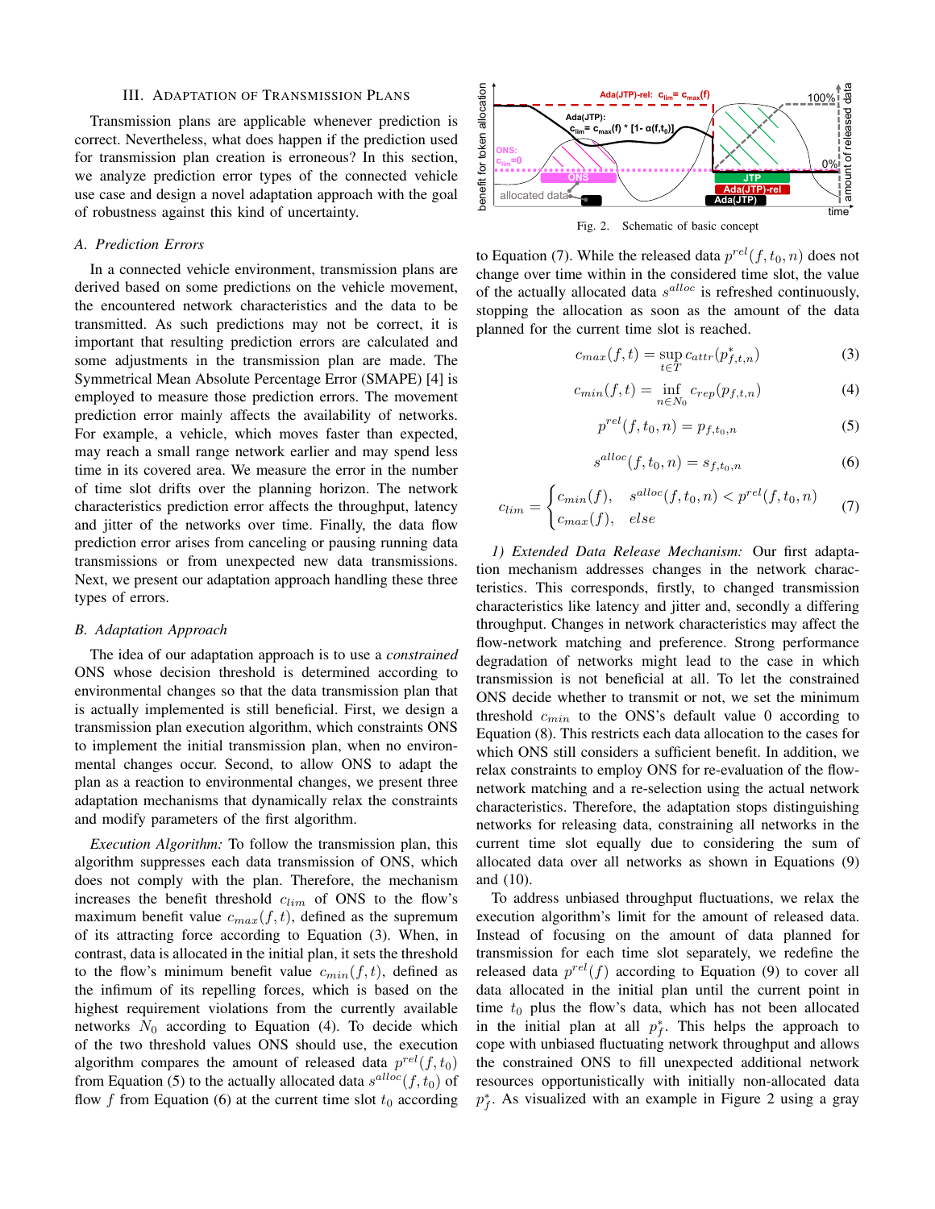## III. Adaptation of Transmission Plans

Transmission plans are applicable whenever prediction is correct. Nevertheless, what does happen if the prediction used for transmission plan creation is erroneous? In this section, we analyze prediction error types of the connected vehicle use case and design a novel adaptation approach with the goal of robustness against this kind of uncertainty.

### A. Prediction Errors

In a connected vehicle environment, transmission plans are derived based on some predictions on the vehicle movement, the encountered network characteristics and the data to be transmitted. As such predictions may not be correct, it is important that resulting prediction errors are calculated and some adjustments in the transmission plan are made. The Symmetrical Mean Absolute Percentage Error (SMAPE) [4] is employed to measure those prediction errors. The movement prediction error mainly affects the availability of networks. For example, a vehicle, which moves faster than expected, may reach a small range network earlier and may spend less time in its covered area. We measure the error in the number of time slot drifts over the planning horizon. The network characteristics prediction error affects the throughput, latency and jitter of the networks over time. Finally, the data flow prediction error arises from canceling or pausing running data transmissions or from unexpected new data transmissions. Next, we present our adaptation approach handling these three types of errors.

### B. Adaptation Approach

The idea of our adaptation approach is to use a *constrained* ONS whose decision threshold is determined according to environmental changes so that the data transmission plan that is actually implemented is still beneficial. First, we design a transmission plan execution algorithm, which constraints ONS to implement the initial transmission plan, when no environmental changes occur. Second, to allow ONS to adapt the plan as a reaction to environmental changes, we present three adaptation mechanisms that dynamically relax the constraints and modify parameters of the first algorithm.

*Execution Algorithm:* To follow the transmission plan, this algorithm suppresses each data transmission of ONS, which does not comply with the plan. Therefore, the mechanism increases the benefit threshold $c_{lim}$ of ONS to the flow's maximum benefit value $c_{max}(f,t)$, defined as the supremum of its attracting force according to Equation (3). When, in contrast, data is allocated in the initial plan, it sets the threshold to the flow's minimum benefit value $c_{min}(f,t)$, defined as the infimum of its repelling forces, which is based on the highest requirement violations from the currently available networks $N_0$ according to Equation (4). To decide which of the two threshold values ONS should use, the execution algorithm compares the amount of released data $p^{rel}(f,t_0)$ from Equation (5) to the actually allocated data $s^{alloc}(f,t_0)$ of flow $f$ from Equation (6) at the current time slot $t_0$ according to Equation (7). While the released data $p^{rel}(f,t_0,n)$ does not change over time within in the considered time slot, the value of the actually allocated data $s^{alloc}$ is refreshed continuously, stopping the allocation as soon as the amount of the data planned for the current time slot is reached.

Fig. 2. Schematic of basic concept

$$c_{max}(f,t) = \sup_{t \in T} c_{attr}(p^*_{f,t,n}) \tag{3}$$

$$c_{min}(f,t) = \inf_{n \in N_0} c_{rep}(p_{f,t,n}) \tag{4}$$

$$p^{rel}(f,t_0,n) = p_{f,t_0,n} \tag{5}$$

$$s^{alloc}(f,t_0,n) = s_{f,t_0,n} \tag{6}$$

$$c_{lim} = \begin{cases} c_{min}(f), & s^{alloc}(f,t_0,n) < p^{rel}(f,t_0,n) \\ c_{max}(f), & else \end{cases} \tag{7}$$

*1) Extended Data Release Mechanism:* Our first adaptation mechanism addresses changes in the network characteristics. This corresponds, firstly, to changed transmission characteristics like latency and jitter and, secondly a differing throughput. Changes in network characteristics may affect the flow-network matching and preference. Strong performance degradation of networks might lead to the case in which transmission is not beneficial at all. To let the constrained ONS decide whether to transmit or not, we set the minimum threshold $c_{min}$ to the ONS's default value 0 according to Equation (8). This restricts each data allocation to the cases for which ONS still considers a sufficient benefit. In addition, we relax constraints to employ ONS for re-evaluation of the flow-network matching and a re-selection using the actual network characteristics. Therefore, the adaptation stops distinguishing networks for releasing data, constraining all networks in the current time slot equally due to considering the sum of allocated data over all networks as shown in Equations (9) and (10).

To address unbiased throughput fluctuations, we relax the execution algorithm's limit for the amount of released data. Instead of focusing on the amount of data planned for transmission for each time slot separately, we redefine the released data $p^{rel}(f)$ according to Equation (9) to cover all data allocated in the initial plan until the current point in time $t_0$ plus the flow's data, which has not been allocated in the initial plan at all $p^*_f$. This helps the approach to cope with unbiased fluctuating network throughput and allows the constrained ONS to fill unexpected additional network resources opportunistically with initially non-allocated data $p^*_f$. As visualized with an example in Figure 2 using a gray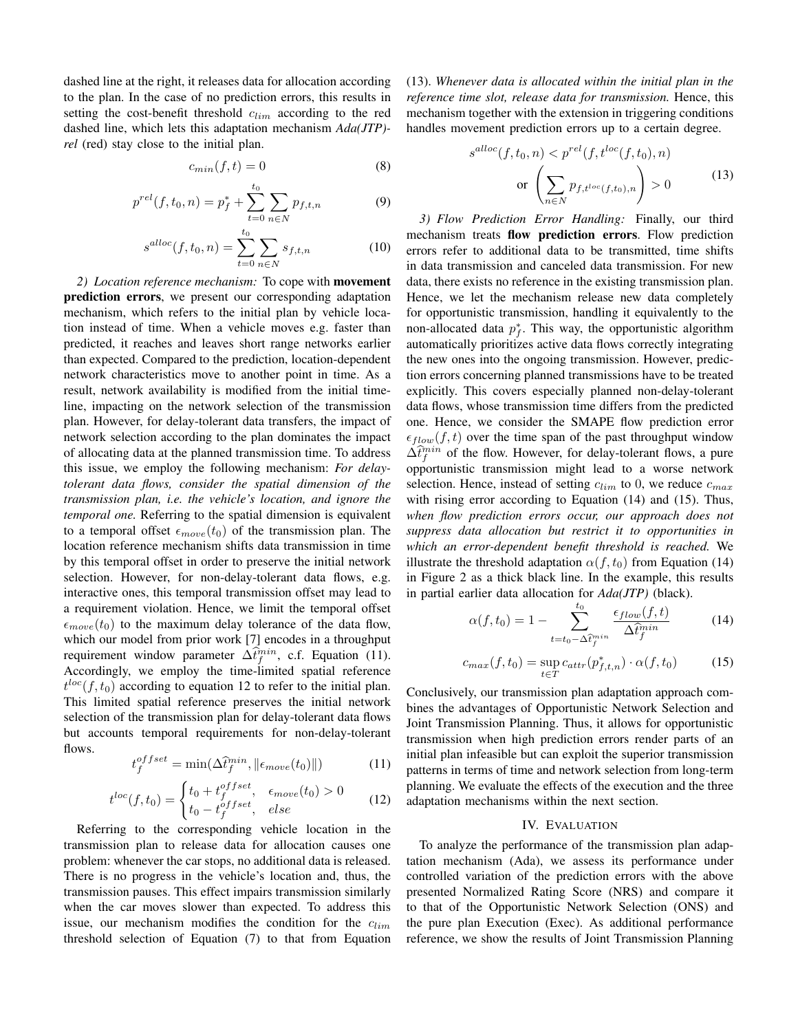dashed line at the right, it releases data for allocation according to the plan. In the case of no prediction errors, this results in setting the cost-benefit threshold $c_{lim}$ according to the red dashed line, which lets this adaptation mechanism *Ada(JTP)-rel* (red) stay close to the initial plan.

$$c_{min}(f, t) = 0 \tag{8}$$

$$p^{rel}(f, t_0, n) = p_f^* + \sum_{t=0}^{t_0} \sum_{n \in N} p_{f,t,n} \tag{9}$$

$$s^{alloc}(f, t_0, n) = \sum_{t=0}^{t_0} \sum_{n \in N} s_{f,t,n} \tag{10}$$

*2) Location reference mechanism:* To cope with **movement prediction errors**, we present our corresponding adaptation mechanism, which refers to the initial plan by vehicle location instead of time. When a vehicle moves e.g. faster than predicted, it reaches and leaves short range networks earlier than expected. Compared to the prediction, location-dependent network characteristics move to another point in time. As a result, network availability is modified from the initial timeline, impacting on the network selection of the transmission plan. However, for delay-tolerant data transfers, the impact of network selection according to the plan dominates the impact of allocating data at the planned transmission time. To address this issue, we employ the following mechanism: *For delay-tolerant data flows, consider the spatial dimension of the transmission plan, i.e. the vehicle's location, and ignore the temporal one.* Referring to the spatial dimension is equivalent to a temporal offset $\epsilon_{move}(t_0)$ of the transmission plan. The location reference mechanism shifts data transmission in time by this temporal offset in order to preserve the initial network selection. However, for non-delay-tolerant data flows, e.g. interactive ones, this temporal transmission offset may lead to a requirement violation. Hence, we limit the temporal offset $\epsilon_{move}(t_0)$ to the maximum delay tolerance of the data flow, which our model from prior work [7] encodes in a throughput requirement window parameter $\Delta \hat{t}_f^{min}$, c.f. Equation (11). Accordingly, we employ the time-limited spatial reference $t^{loc}(f, t_0)$ according to equation 12 to refer to the initial plan. This limited spatial reference preserves the initial network selection of the transmission plan for delay-tolerant data flows but accounts temporal requirements for non-delay-tolerant flows.

$$t_f^{offset} = \min(\Delta \hat{t}_f^{min}, \|\epsilon_{move}(t_0)\|) \tag{11}$$

$$t^{loc}(f, t_0) = \begin{cases} t_0 + t_f^{offset}, & \epsilon_{move}(t_0) > 0 \\ t_0 - t_f^{offset}, & else \end{cases} \tag{12}$$

Referring to the corresponding vehicle location in the transmission plan to release data for allocation causes one problem: whenever the car stops, no additional data is released. There is no progress in the vehicle's location and, thus, the transmission pauses. This effect impairs transmission similarly when the car moves slower than expected. To address this issue, our mechanism modifies the condition for the $c_{lim}$ threshold selection of Equation (7) to that from Equation (13). *Whenever data is allocated within the initial plan in the reference time slot, release data for transmission.* Hence, this mechanism together with the extension in triggering conditions handles movement prediction errors up to a certain degree.

$$\begin{aligned} s^{alloc}(f, t_0, n) &< p^{rel}(f, t^{loc}(f, t_0), n) \\ \text{or } &\left( \sum_{n \in N} p_{f, t^{loc}(f,t_0), n} \right) > 0 \end{aligned} \tag{13}$$

*3) Flow Prediction Error Handling:* Finally, our third mechanism treats **flow prediction errors**. Flow prediction errors refer to additional data to be transmitted, time shifts in data transmission and canceled data transmission. For new data, there exists no reference in the existing transmission plan. Hence, we let the mechanism release new data completely for opportunistic transmission, handling it equivalently to the non-allocated data $p_f^*$. This way, the opportunistic algorithm automatically prioritizes active data flows correctly integrating the new ones into the ongoing transmission. However, prediction errors concerning planned transmissions have to be treated explicitly. This covers especially planned non-delay-tolerant data flows, whose transmission time differs from the predicted one. Hence, we consider the SMAPE flow prediction error $\epsilon_{flow}(f, t)$ over the time span of the past throughput window $\Delta \hat{t}_f^{min}$ of the flow. However, for delay-tolerant flows, a pure opportunistic transmission might lead to a worse network selection. Hence, instead of setting $c_{lim}$ to 0, we reduce $c_{max}$ with rising error according to Equation (14) and (15). Thus, *when flow prediction errors occur, our approach does not suppress data allocation but restrict it to opportunities in which an error-dependent benefit threshold is reached.* We illustrate the threshold adaptation $\alpha(f, t_0)$ from Equation (14) in Figure 2 as a thick black line. In the example, this results in partial earlier data allocation for *Ada(JTP)* (black).

$$\alpha(f, t_0) = 1 - \sum_{t=t_0 - \Delta \hat{t}_f^{min}}^{t_0} \frac{\epsilon_{flow}(f, t)}{\Delta \hat{t}_f^{min}} \tag{14}$$

$$c_{max}(f, t_0) = \sup_{t \in T} c_{attr}(p_{f,t,n}^*) \cdot \alpha(f, t_0) \tag{15}$$

Conclusively, our transmission plan adaptation approach combines the advantages of Opportunistic Network Selection and Joint Transmission Planning. Thus, it allows for opportunistic transmission when high prediction errors render parts of an initial plan infeasible but can exploit the superior transmission patterns in terms of time and network selection from long-term planning. We evaluate the effects of the execution and the three adaptation mechanisms within the next section.

## IV. Evaluation

To analyze the performance of the transmission plan adaptation mechanism (Ada), we assess its performance under controlled variation of the prediction errors with the above presented Normalized Rating Score (NRS) and compare it to that of the Opportunistic Network Selection (ONS) and the pure plan Execution (Exec). As additional performance reference, we show the results of Joint Transmission Planning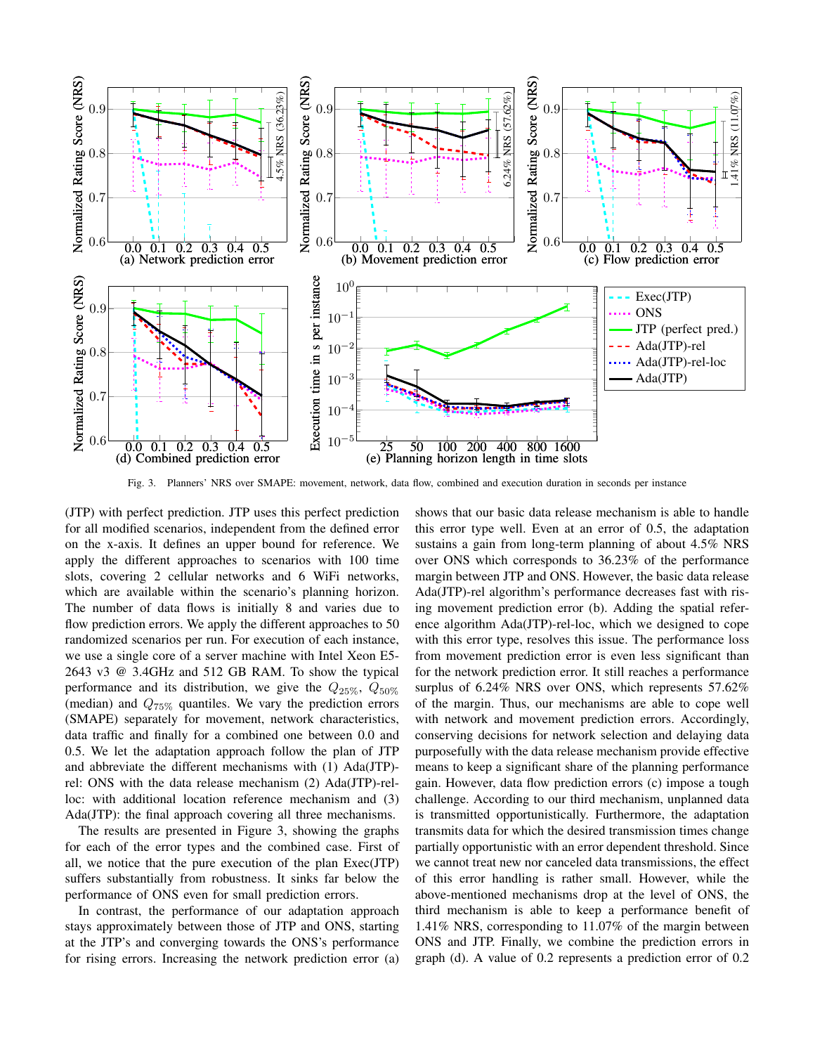Fig. 3. Planners' NRS over SMAPE: movement, network, data flow, combined and execution duration in seconds per instance

(JTP) with perfect prediction. JTP uses this perfect prediction for all modified scenarios, independent from the defined error on the x-axis. It defines an upper bound for reference. We apply the different approaches to scenarios with 100 time slots, covering 2 cellular networks and 6 WiFi networks, which are available within the scenario's planning horizon. The number of data flows is initially 8 and varies due to flow prediction errors. We apply the different approaches to 50 randomized scenarios per run. For execution of each instance, we use a single core of a server machine with Intel Xeon E5-2643 v3 @ 3.4GHz and 512 GB RAM. To show the typical performance and its distribution, we give the $Q_{25\%}$, $Q_{50\%}$ (median) and $Q_{75\%}$ quantiles. We vary the prediction errors (SMAPE) separately for movement, network characteristics, data traffic and finally for a combined one between 0.0 and 0.5. We let the adaptation approach follow the plan of JTP and abbreviate the different mechanisms with (1) Ada(JTP)-rel: ONS with the data release mechanism (2) Ada(JTP)-rel-loc: with additional location reference mechanism and (3) Ada(JTP): the final approach covering all three mechanisms.

The results are presented in Figure 3, showing the graphs for each of the error types and the combined case. First of all, we notice that the pure execution of the plan Exec(JTP) suffers substantially from robustness. It sinks far below the performance of ONS even for small prediction errors.

In contrast, the performance of our adaptation approach stays approximately between those of JTP and ONS, starting at the JTP's and converging towards the ONS's performance for rising errors. Increasing the network prediction error (a) shows that our basic data release mechanism is able to handle this error type well. Even at an error of 0.5, the adaptation sustains a gain from long-term planning of about 4.5% NRS over ONS which corresponds to 36.23% of the performance margin between JTP and ONS. However, the basic data release Ada(JTP)-rel algorithm's performance decreases fast with rising movement prediction error (b). Adding the spatial reference algorithm Ada(JTP)-rel-loc, which we designed to cope with this error type, resolves this issue. The performance loss from movement prediction error is even less significant than for the network prediction error. It still reaches a performance surplus of 6.24% NRS over ONS, which represents 57.62% of the margin. Thus, our mechanisms are able to cope well with network and movement prediction errors. Accordingly, conserving decisions for network selection and delaying data purposefully with the data release mechanism provide effective means to keep a significant share of the planning performance gain. However, data flow prediction errors (c) impose a tough challenge. According to our third mechanism, unplanned data is transmitted opportunistically. Furthermore, the adaptation transmits data for which the desired transmission times change partially opportunistic with an error dependent threshold. Since we cannot treat new nor canceled data transmissions, the effect of this error handling is rather small. However, while the above-mentioned mechanisms drop at the level of ONS, the third mechanism is able to keep a performance benefit of 1.41% NRS, corresponding to 11.07% of the margin between ONS and JTP. Finally, we combine the prediction errors in graph (d). A value of 0.2 represents a prediction error of 0.2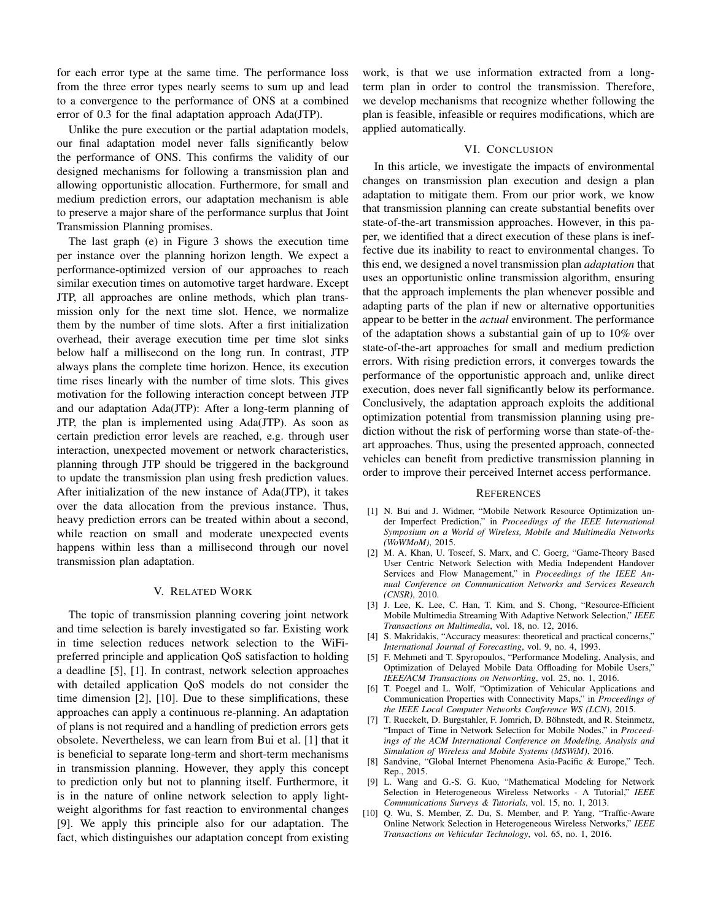for each error type at the same time. The performance loss from the three error types nearly seems to sum up and lead to a convergence to the performance of ONS at a combined error of 0.3 for the final adaptation approach Ada(JTP).

Unlike the pure execution or the partial adaptation models, our final adaptation model never falls significantly below the performance of ONS. This confirms the validity of our designed mechanisms for following a transmission plan and allowing opportunistic allocation. Furthermore, for small and medium prediction errors, our adaptation mechanism is able to preserve a major share of the performance surplus that Joint Transmission Planning promises.

The last graph (e) in Figure 3 shows the execution time per instance over the planning horizon length. We expect a performance-optimized version of our approaches to reach similar execution times on automotive target hardware. Except JTP, all approaches are online methods, which plan transmission only for the next time slot. Hence, we normalize them by the number of time slots. After a first initialization overhead, their average execution time per time slot sinks below half a millisecond on the long run. In contrast, JTP always plans the complete time horizon. Hence, its execution time rises linearly with the number of time slots. This gives motivation for the following interaction concept between JTP and our adaptation Ada(JTP): After a long-term planning of JTP, the plan is implemented using Ada(JTP). As soon as certain prediction error levels are reached, e.g. through user interaction, unexpected movement or network characteristics, planning through JTP should be triggered in the background to update the transmission plan using fresh prediction values. After initialization of the new instance of Ada(JTP), it takes over the data allocation from the previous instance. Thus, heavy prediction errors can be treated within about a second, while reaction on small and moderate unexpected events happens within less than a millisecond through our novel transmission plan adaptation.

## V. Related Work

The topic of transmission planning covering joint network and time selection is barely investigated so far. Existing work in time selection reduces network selection to the WiFi-preferred principle and application QoS satisfaction to holding a deadline [5], [1]. In contrast, network selection approaches with detailed application QoS models do not consider the time dimension [2], [10]. Due to these simplifications, these approaches can apply a continuous re-planning. An adaptation of plans is not required and a handling of prediction errors gets obsolete. Nevertheless, we can learn from Bui et al. [1] that it is beneficial to separate long-term and short-term mechanisms in transmission planning. However, they apply this concept to prediction only but not to planning itself. Furthermore, it is in the nature of online network selection to apply lightweight algorithms for fast reaction to environmental changes [9]. We apply this principle also for our adaptation. The fact, which distinguishes our adaptation concept from existing work, is that we use information extracted from a long-term plan in order to control the transmission. Therefore, we develop mechanisms that recognize whether following the plan is feasible, infeasible or requires modifications, which are applied automatically.

## VI. Conclusion

In this article, we investigate the impacts of environmental changes on transmission plan execution and design a plan adaptation to mitigate them. From our prior work, we know that transmission planning can create substantial benefits over state-of-the-art transmission approaches. However, in this paper, we identified that a direct execution of these plans is ineffective due its inability to react to environmental changes. To this end, we designed a novel transmission plan *adaptation* that uses an opportunistic online transmission algorithm, ensuring that the approach implements the plan whenever possible and adapting parts of the plan if new or alternative opportunities appear to be better in the *actual* environment. The performance of the adaptation shows a substantial gain of up to 10% over state-of-the-art approaches for small and medium prediction errors. With rising prediction errors, it converges towards the performance of the opportunistic approach and, unlike direct execution, does never fall significantly below its performance. Conclusively, the adaptation approach exploits the additional optimization potential from transmission planning using prediction without the risk of performing worse than state-of-the-art approaches. Thus, using the presented approach, connected vehicles can benefit from predictive transmission planning in order to improve their perceived Internet access performance.

## References

[1] N. Bui and J. Widmer, "Mobile Network Resource Optimization under Imperfect Prediction," in *Proceedings of the IEEE International Symposium on a World of Wireless, Mobile and Multimedia Networks (WoWMoM)*, 2015.

[2] M. A. Khan, U. Toseef, S. Marx, and C. Goerg, "Game-Theory Based User Centric Network Selection with Media Independent Handover Services and Flow Management," in *Proceedings of the IEEE Annual Conference on Communication Networks and Services Research (CNSR)*, 2010.

[3] J. Lee, K. Lee, C. Han, T. Kim, and S. Chong, "Resource-Efficient Mobile Multimedia Streaming With Adaptive Network Selection," *IEEE Transactions on Multimedia*, vol. 18, no. 12, 2016.

[4] S. Makridakis, "Accuracy measures: theoretical and practical concerns," *International Journal of Forecasting*, vol. 9, no. 4, 1993.

[5] F. Mehmeti and T. Spyropoulos, "Performance Modeling, Analysis, and Optimization of Delayed Mobile Data Offloading for Mobile Users," *IEEE/ACM Transactions on Networking*, vol. 25, no. 1, 2016.

[6] T. Poegel and L. Wolf, "Optimization of Vehicular Applications and Communication Properties with Connectivity Maps," in *Proceedings of the IEEE Local Computer Networks Conference WS (LCN)*, 2015.

[7] T. Rueckelt, D. Burgstahler, F. Jomrich, D. Böhnstedt, and R. Steinmetz, "Impact of Time in Network Selection for Mobile Nodes," in *Proceedings of the ACM International Conference on Modeling, Analysis and Simulation of Wireless and Mobile Systems (MSWiM)*, 2016.

[8] Sandvine, "Global Internet Phenomena Asia-Pacific & Europe," Tech. Rep., 2015.

[9] L. Wang and G.-S. G. Kuo, "Mathematical Modeling for Network Selection in Heterogeneous Wireless Networks - A Tutorial," *IEEE Communications Surveys & Tutorials*, vol. 15, no. 1, 2013.

[10] Q. Wu, S. Member, Z. Du, S. Member, and P. Yang, "Traffic-Aware Online Network Selection in Heterogeneous Wireless Networks," *IEEE Transactions on Vehicular Technology*, vol. 65, no. 1, 2016.